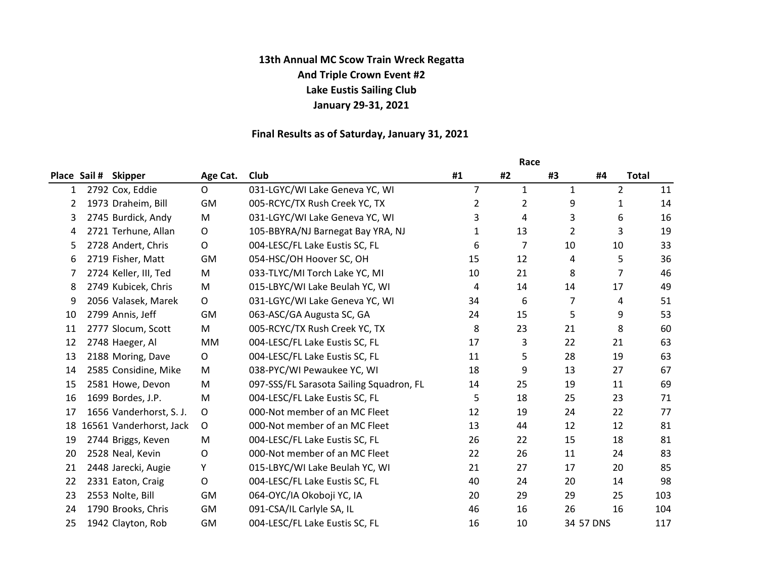**13th Annual MC Scow Train Wreck Regatta**
**And Triple Crown Event #2**
**Lake Eustis Sailing Club**
**January 29-31, 2021**

**Final Results as of Saturday, January 31, 2021**

| Place | Sail # | Skipper | Age Cat. | Club | Race #1 | #2 | #3 | #4 | Total |
|---|---|---|---|---|---|---|---|---|---|
| 1 | 2792 | Cox, Eddie | O | 031-LGYC/WI Lake Geneva YC, WI | 7 | 1 | 1 | 2 | 11 |
| 2 | 1973 | Draheim, Bill | GM | 005-RCYC/TX Rush Creek YC, TX | 2 | 2 | 9 | 1 | 14 |
| 3 | 2745 | Burdick, Andy | M | 031-LGYC/WI Lake Geneva YC, WI | 3 | 4 | 3 | 6 | 16 |
| 4 | 2721 | Terhune, Allan | O | 105-BBYRA/NJ Barnegat Bay YRA, NJ | 1 | 13 | 2 | 3 | 19 |
| 5 | 2728 | Andert, Chris | O | 004-LESC/FL Lake Eustis SC, FL | 6 | 7 | 10 | 10 | 33 |
| 6 | 2719 | Fisher, Matt | GM | 054-HSC/OH Hoover SC, OH | 15 | 12 | 4 | 5 | 36 |
| 7 | 2724 | Keller, III, Ted | M | 033-TLYC/MI Torch Lake YC, MI | 10 | 21 | 8 | 7 | 46 |
| 8 | 2749 | Kubicek, Chris | M | 015-LBYC/WI Lake Beulah YC, WI | 4 | 14 | 14 | 17 | 49 |
| 9 | 2056 | Valasek, Marek | O | 031-LGYC/WI Lake Geneva YC, WI | 34 | 6 | 7 | 4 | 51 |
| 10 | 2799 | Annis, Jeff | GM | 063-ASC/GA Augusta SC, GA | 24 | 15 | 5 | 9 | 53 |
| 11 | 2777 | Slocum, Scott | M | 005-RCYC/TX Rush Creek YC, TX | 8 | 23 | 21 | 8 | 60 |
| 12 | 2748 | Haeger, Al | MM | 004-LESC/FL Lake Eustis SC, FL | 17 | 3 | 22 | 21 | 63 |
| 13 | 2188 | Moring, Dave | O | 004-LESC/FL Lake Eustis SC, FL | 11 | 5 | 28 | 19 | 63 |
| 14 | 2585 | Considine, Mike | M | 038-PYC/WI Pewaukee YC, WI | 18 | 9 | 13 | 27 | 67 |
| 15 | 2581 | Howe, Devon | M | 097-SSS/FL Sarasota Sailing Squadron, FL | 14 | 25 | 19 | 11 | 69 |
| 16 | 1699 | Bordes, J.P. | M | 004-LESC/FL Lake Eustis SC, FL | 5 | 18 | 25 | 23 | 71 |
| 17 | 1656 | Vanderhorst, S. J. | O | 000-Not member of an MC Fleet | 12 | 19 | 24 | 22 | 77 |
| 18 | 16561 | Vanderhorst, Jack | O | 000-Not member of an MC Fleet | 13 | 44 | 12 | 12 | 81 |
| 19 | 2744 | Briggs, Keven | M | 004-LESC/FL Lake Eustis SC, FL | 26 | 22 | 15 | 18 | 81 |
| 20 | 2528 | Neal, Kevin | O | 000-Not member of an MC Fleet | 22 | 26 | 11 | 24 | 83 |
| 21 | 2448 | Jarecki, Augie | Y | 015-LBYC/WI Lake Beulah YC, WI | 21 | 27 | 17 | 20 | 85 |
| 22 | 2331 | Eaton, Craig | O | 004-LESC/FL Lake Eustis SC, FL | 40 | 24 | 20 | 14 | 98 |
| 23 | 2553 | Nolte, Bill | GM | 064-OYC/IA Okoboji YC, IA | 20 | 29 | 29 | 25 | 103 |
| 24 | 1790 | Brooks, Chris | GM | 091-CSA/IL Carlyle SA, IL | 46 | 16 | 26 | 16 | 104 |
| 25 | 1942 | Clayton, Rob | GM | 004-LESC/FL Lake Eustis SC, FL | 16 | 10 | 34 | 57 DNS | 117 |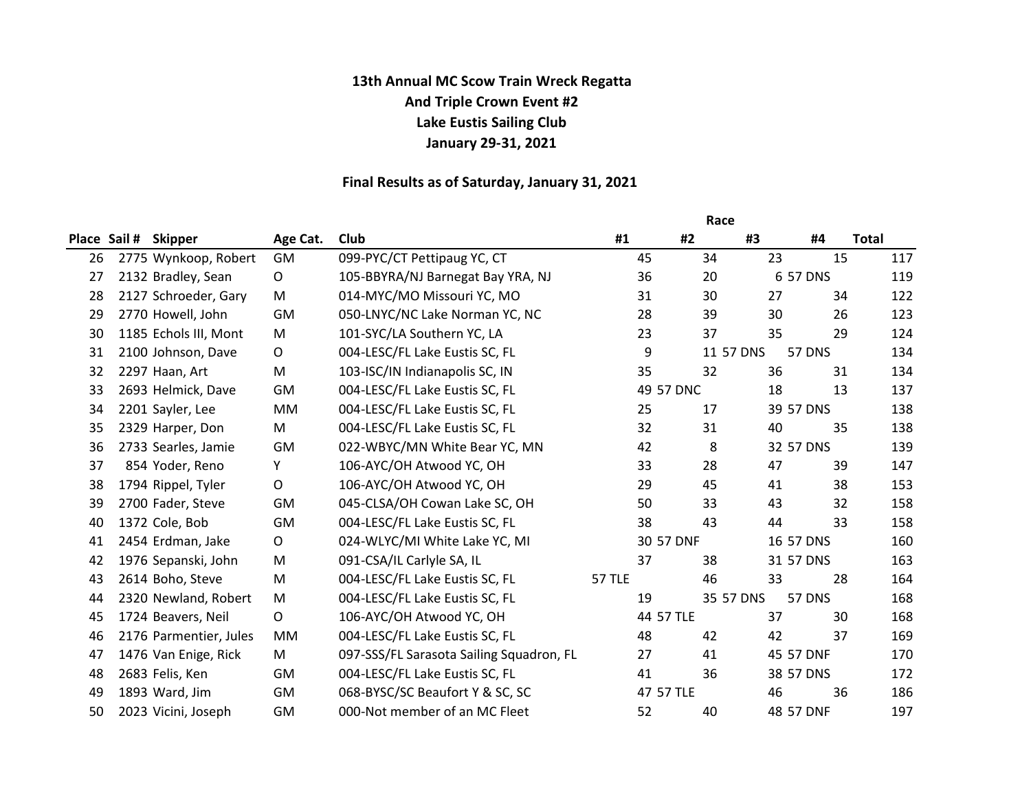**13th Annual MC Scow Train Wreck Regatta**
**And Triple Crown Event #2**
**Lake Eustis Sailing Club**
**January 29-31, 2021**

**Final Results as of Saturday, January 31, 2021**

| Place | Sail # | Skipper | Age Cat. | Club | Race #1 | Race #2 | Race #3 | Race #4 | Total |
|---|---|---|---|---|---|---|---|---|---|
| 26 | 2775 | Wynkoop, Robert | GM | 099-PYC/CT Pettipaug YC, CT | 45 | 34 | 23 | 15 | 117 |
| 27 | 2132 | Bradley, Sean | O | 105-BBYRA/NJ Barnegat Bay YRA, NJ | 36 | 20 | 6 | 57 DNS | 119 |
| 28 | 2127 | Schroeder, Gary | M | 014-MYC/MO Missouri YC, MO | 31 | 30 | 27 | 34 | 122 |
| 29 | 2770 | Howell, John | GM | 050-LNYC/NC Lake Norman YC, NC | 28 | 39 | 30 | 26 | 123 |
| 30 | 1185 | Echols III, Mont | M | 101-SYC/LA Southern YC, LA | 23 | 37 | 35 | 29 | 124 |
| 31 | 2100 | Johnson, Dave | O | 004-LESC/FL Lake Eustis SC, FL | 9 | 11 | 57 DNS | 57 DNS | 134 |
| 32 | 2297 | Haan, Art | M | 103-ISC/IN Indianapolis SC, IN | 35 | 32 | 36 | 31 | 134 |
| 33 | 2693 | Helmick, Dave | GM | 004-LESC/FL Lake Eustis SC, FL | 49 | 57 DNC | 18 | 13 | 137 |
| 34 | 2201 | Sayler, Lee | MM | 004-LESC/FL Lake Eustis SC, FL | 25 | 17 | 39 | 57 DNS | 138 |
| 35 | 2329 | Harper, Don | M | 004-LESC/FL Lake Eustis SC, FL | 32 | 31 | 40 | 35 | 138 |
| 36 | 2733 | Searles, Jamie | GM | 022-WBYC/MN White Bear YC, MN | 42 | 8 | 32 | 57 DNS | 139 |
| 37 | 854 | Yoder, Reno | Y | 106-AYC/OH Atwood YC, OH | 33 | 28 | 47 | 39 | 147 |
| 38 | 1794 | Rippel, Tyler | O | 106-AYC/OH Atwood YC, OH | 29 | 45 | 41 | 38 | 153 |
| 39 | 2700 | Fader, Steve | GM | 045-CLSA/OH Cowan Lake SC, OH | 50 | 33 | 43 | 32 | 158 |
| 40 | 1372 | Cole, Bob | GM | 004-LESC/FL Lake Eustis SC, FL | 38 | 43 | 44 | 33 | 158 |
| 41 | 2454 | Erdman, Jake | O | 024-WLYC/MI White Lake YC, MI | 30 | 57 DNF | 16 | 57 DNS | 160 |
| 42 | 1976 | Sepanski, John | M | 091-CSA/IL Carlyle SA, IL | 37 | 38 | 31 | 57 DNS | 163 |
| 43 | 2614 | Boho, Steve | M | 004-LESC/FL Lake Eustis SC, FL | 57 TLE | 46 | 33 | 28 | 164 |
| 44 | 2320 | Newland, Robert | M | 004-LESC/FL Lake Eustis SC, FL | 19 | 35 | 57 DNS | 57 DNS | 168 |
| 45 | 1724 | Beavers, Neil | O | 106-AYC/OH Atwood YC, OH | 44 | 57 TLE | 37 | 30 | 168 |
| 46 | 2176 | Parmentier, Jules | MM | 004-LESC/FL Lake Eustis SC, FL | 48 | 42 | 42 | 37 | 169 |
| 47 | 1476 | Van Enige, Rick | M | 097-SSS/FL Sarasota Sailing Squadron, FL | 27 | 41 | 45 | 57 DNF | 170 |
| 48 | 2683 | Felis, Ken | GM | 004-LESC/FL Lake Eustis SC, FL | 41 | 36 | 38 | 57 DNS | 172 |
| 49 | 1893 | Ward, Jim | GM | 068-BYSC/SC Beaufort Y & SC, SC | 47 | 57 TLE | 46 | 36 | 186 |
| 50 | 2023 | Vicini, Joseph | GM | 000-Not member of an MC Fleet | 52 | 40 | 48 | 57 DNF | 197 |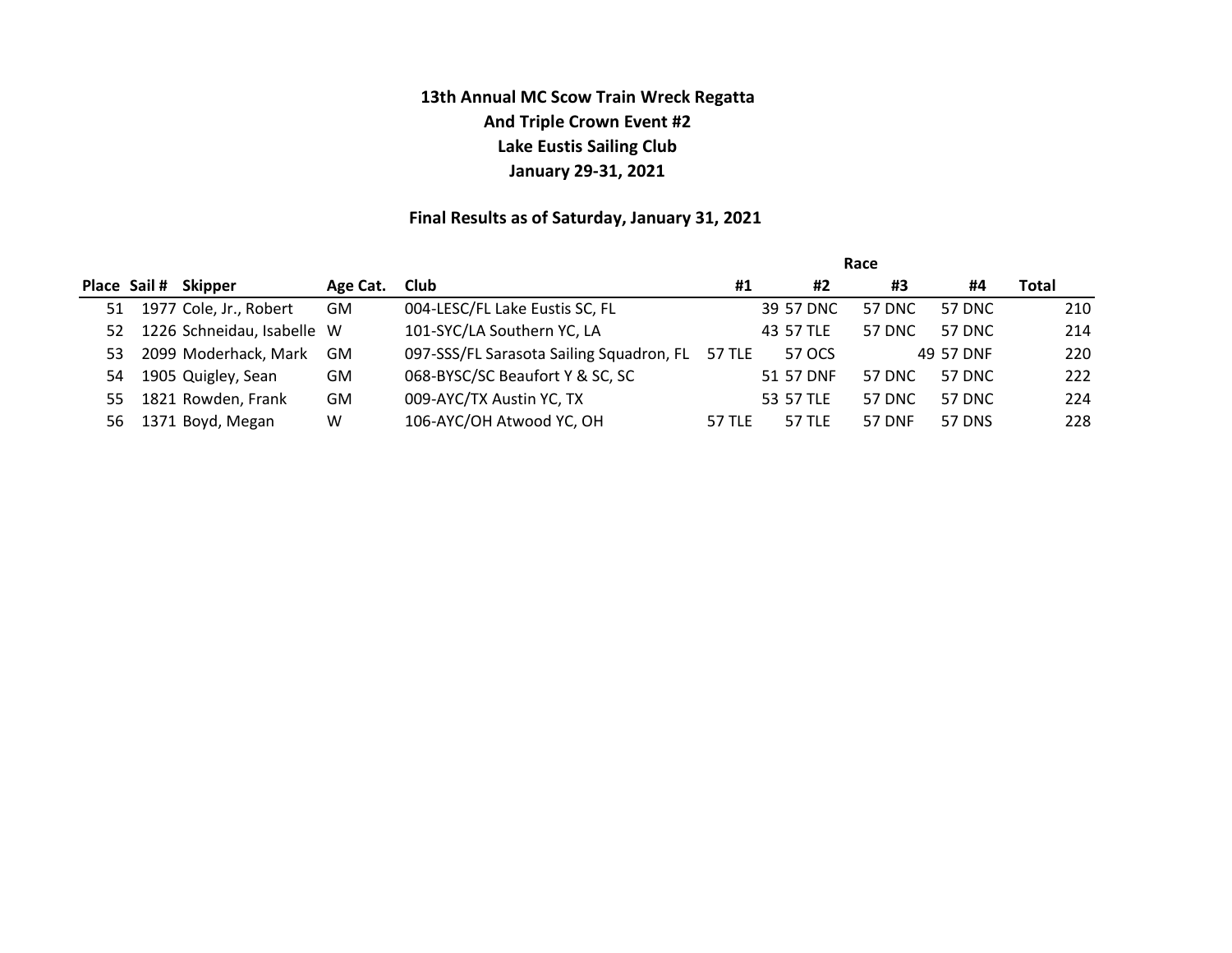**13th Annual MC Scow Train Wreck Regatta**
**And Triple Crown Event #2**
**Lake Eustis Sailing Club**
**January 29-31, 2021**

**Final Results as of Saturday, January 31, 2021**

| | | | | | Race | | | | |
|---|---|---|---|---|---|---|---|---|---|
| **Place** | **Sail #** | **Skipper** | **Age Cat.** | **Club** | **#1** | **#2** | **#3** | **#4** | **Total** |
| 51 | 1977 | Cole, Jr., Robert | GM | 004-LESC/FL Lake Eustis SC, FL | 39 | 57 DNC | 57 DNC | 57 DNC | 210 |
| 52 | 1226 | Schneidau, Isabelle | W | 101-SYC/LA Southern YC, LA | 43 | 57 TLE | 57 DNC | 57 DNC | 214 |
| 53 | 2099 | Moderhack, Mark | GM | 097-SSS/FL Sarasota Sailing Squadron, FL | 57 TLE | 57 OCS | 49 | 57 DNF | 220 |
| 54 | 1905 | Quigley, Sean | GM | 068-BYSC/SC Beaufort Y & SC, SC | 51 | 57 DNF | 57 DNC | 57 DNC | 222 |
| 55 | 1821 | Rowden, Frank | GM | 009-AYC/TX Austin YC, TX | 53 | 57 TLE | 57 DNC | 57 DNC | 224 |
| 56 | 1371 | Boyd, Megan | W | 106-AYC/OH Atwood YC, OH | 57 TLE | 57 TLE | 57 DNF | 57 DNS | 228 |